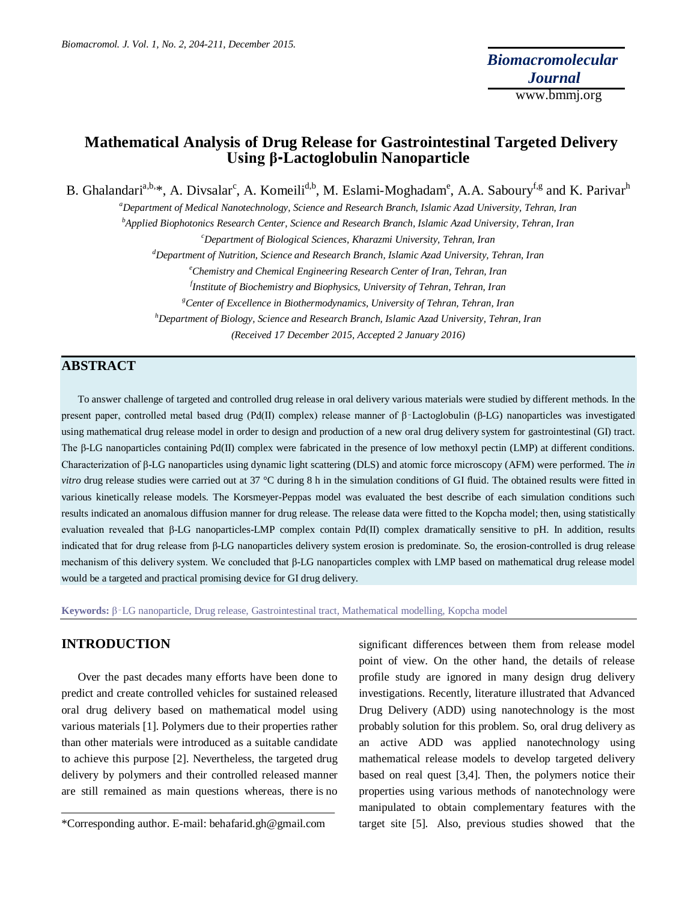# Mathematical Analysis of Drug Release for Gastrointestinal Targeted Delivery Using β-Lactoglobulin Nanoparticle

B. Ghalandari[a,b,*], A. Divsalar[c], A. Komeili[d,b], M. Eslami-Moghadam[e], A.A. Saboury[f,g] and K. Parivar[h]

[a]*Department of Medical Nanotechnology, Science and Research Branch, Islamic Azad University, Tehran, Iran*

[b]*Applied Biophotonics Research Center, Science and Research Branch, Islamic Azad University, Tehran, Iran*

[c]*Department of Biological Sciences, Kharazmi University, Tehran, Iran*

[d]*Department of Nutrition, Science and Research Branch, Islamic Azad University, Tehran, Iran*

[e]*Chemistry and Chemical Engineering Research Center of Iran, Tehran, Iran*

[f]*Institute of Biochemistry and Biophysics, University of Tehran, Tehran, Iran*

[g]*Center of Excellence in Biothermodynamics, University of Tehran, Tehran, Iran*

[h]*Department of Biology, Science and Research Branch, Islamic Azad University, Tehran, Iran*

*(Received 17 December 2015, Accepted 2 January 2016)*

## ABSTRACT

To answer challenge of targeted and controlled drug release in oral delivery various materials were studied by different methods. In the present paper, controlled metal based drug (Pd(II) complex) release manner of β-Lactoglobulin (β-LG) nanoparticles was investigated using mathematical drug release model in order to design and production of a new oral drug delivery system for gastrointestinal (GI) tract. The β-LG nanoparticles containing Pd(II) complex were fabricated in the presence of low methoxyl pectin (LMP) at different conditions. Characterization of β-LG nanoparticles using dynamic light scattering (DLS) and atomic force microscopy (AFM) were performed. The *in vitro* drug release studies were carried out at 37 °C during 8 h in the simulation conditions of GI fluid. The obtained results were fitted in various kinetically release models. The Korsmeyer-Peppas model was evaluated the best describe of each simulation conditions such results indicated an anomalous diffusion manner for drug release. The release data were fitted to the Kopcha model; then, using statistically evaluation revealed that β-LG nanoparticles-LMP complex contain Pd(II) complex dramatically sensitive to pH. In addition, results indicated that for drug release from β-LG nanoparticles delivery system erosion is predominate. So, the erosion-controlled is drug release mechanism of this delivery system. We concluded that β-LG nanoparticles complex with LMP based on mathematical drug release model would be a targeted and practical promising device for GI drug delivery.

**Keywords:** β-LG nanoparticle, Drug release, Gastrointestinal tract, Mathematical modelling, Kopcha model

## INTRODUCTION

Over the past decades many efforts have been done to predict and create controlled vehicles for sustained released oral drug delivery based on mathematical model using various materials [1]. Polymers due to their properties rather than other materials were introduced as a suitable candidate to achieve this purpose [2]. Nevertheless, the targeted drug delivery by polymers and their controlled released manner are still remained as main questions whereas, there is no significant differences between them from release model point of view. On the other hand, the details of release profile study are ignored in many design drug delivery investigations. Recently, literature illustrated that Advanced Drug Delivery (ADD) using nanotechnology is the most probably solution for this problem. So, oral drug delivery as an active ADD was applied nanotechnology using mathematical release models to develop targeted delivery based on real quest [3,4]. Then, the polymers notice their properties using various methods of nanotechnology were manipulated to obtain complementary features with the target site [5]. Also, previous studies showed that the

*Corresponding author. E-mail: behafarid.gh@gmail.com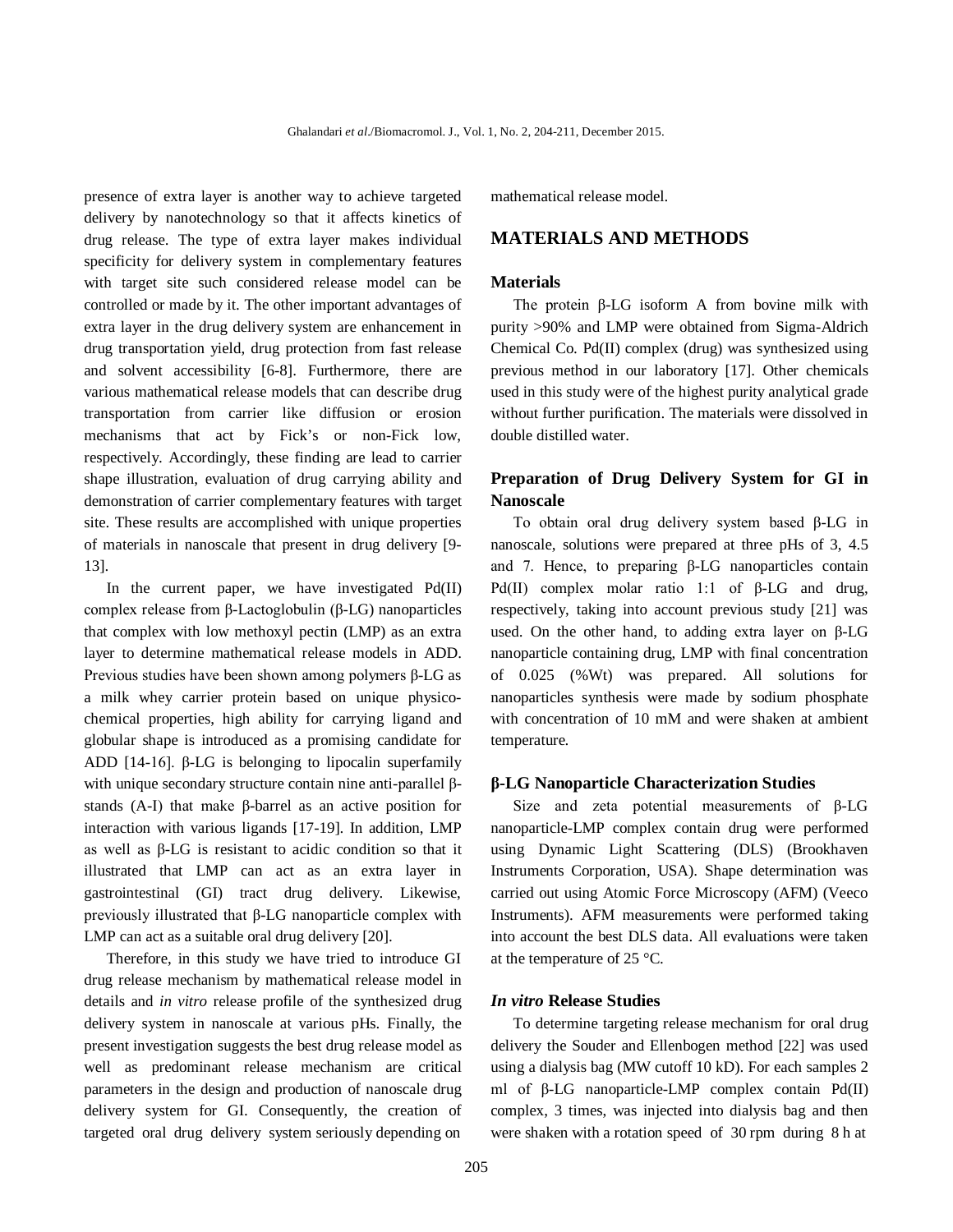presence of extra layer is another way to achieve targeted delivery by nanotechnology so that it affects kinetics of drug release. The type of extra layer makes individual specificity for delivery system in complementary features with target site such considered release model can be controlled or made by it. The other important advantages of extra layer in the drug delivery system are enhancement in drug transportation yield, drug protection from fast release and solvent accessibility [6-8]. Furthermore, there are various mathematical release models that can describe drug transportation from carrier like diffusion or erosion mechanisms that act by Fick's or non-Fick low, respectively. Accordingly, these finding are lead to carrier shape illustration, evaluation of drug carrying ability and demonstration of carrier complementary features with target site. These results are accomplished with unique properties of materials in nanoscale that present in drug delivery [9-13].

In the current paper, we have investigated Pd(II) complex release from β-Lactoglobulin (β-LG) nanoparticles that complex with low methoxyl pectin (LMP) as an extra layer to determine mathematical release models in ADD. Previous studies have been shown among polymers β-LG as a milk whey carrier protein based on unique physico-chemical properties, high ability for carrying ligand and globular shape is introduced as a promising candidate for ADD [14-16]. β-LG is belonging to lipocalin superfamily with unique secondary structure contain nine anti-parallel β-stands (A-I) that make β-barrel as an active position for interaction with various ligands [17-19]. In addition, LMP as well as β-LG is resistant to acidic condition so that it illustrated that LMP can act as an extra layer in gastrointestinal (GI) tract drug delivery. Likewise, previously illustrated that β-LG nanoparticle complex with LMP can act as a suitable oral drug delivery [20].

Therefore, in this study we have tried to introduce GI drug release mechanism by mathematical release model in details and *in vitro* release profile of the synthesized drug delivery system in nanoscale at various pHs. Finally, the present investigation suggests the best drug release model as well as predominant release mechanism are critical parameters in the design and production of nanoscale drug delivery system for GI. Consequently, the creation of targeted oral drug delivery system seriously depending on mathematical release model.

## MATERIALS AND METHODS

### Materials

The protein β-LG isoform A from bovine milk with purity >90% and LMP were obtained from Sigma-Aldrich Chemical Co. Pd(II) complex (drug) was synthesized using previous method in our laboratory [17]. Other chemicals used in this study were of the highest purity analytical grade without further purification. The materials were dissolved in double distilled water.

### Preparation of Drug Delivery System for GI in Nanoscale

To obtain oral drug delivery system based β-LG in nanoscale, solutions were prepared at three pHs of 3, 4.5 and 7. Hence, to preparing β-LG nanoparticles contain Pd(II) complex molar ratio 1:1 of β-LG and drug, respectively, taking into account previous study [21] was used. On the other hand, to adding extra layer on β-LG nanoparticle containing drug, LMP with final concentration of 0.025 (%Wt) was prepared. All solutions for nanoparticles synthesis were made by sodium phosphate with concentration of 10 mM and were shaken at ambient temperature.

### β-LG Nanoparticle Characterization Studies

Size and zeta potential measurements of β-LG nanoparticle-LMP complex contain drug were performed using Dynamic Light Scattering (DLS) (Brookhaven Instruments Corporation, USA). Shape determination was carried out using Atomic Force Microscopy (AFM) (Veeco Instruments). AFM measurements were performed taking into account the best DLS data. All evaluations were taken at the temperature of 25 °C.

### *In vitro* Release Studies

To determine targeting release mechanism for oral drug delivery the Souder and Ellenbogen method [22] was used using a dialysis bag (MW cutoff 10 kD). For each samples 2 ml of β-LG nanoparticle-LMP complex contain Pd(II) complex, 3 times, was injected into dialysis bag and then were shaken with a rotation speed of 30 rpm during 8 h at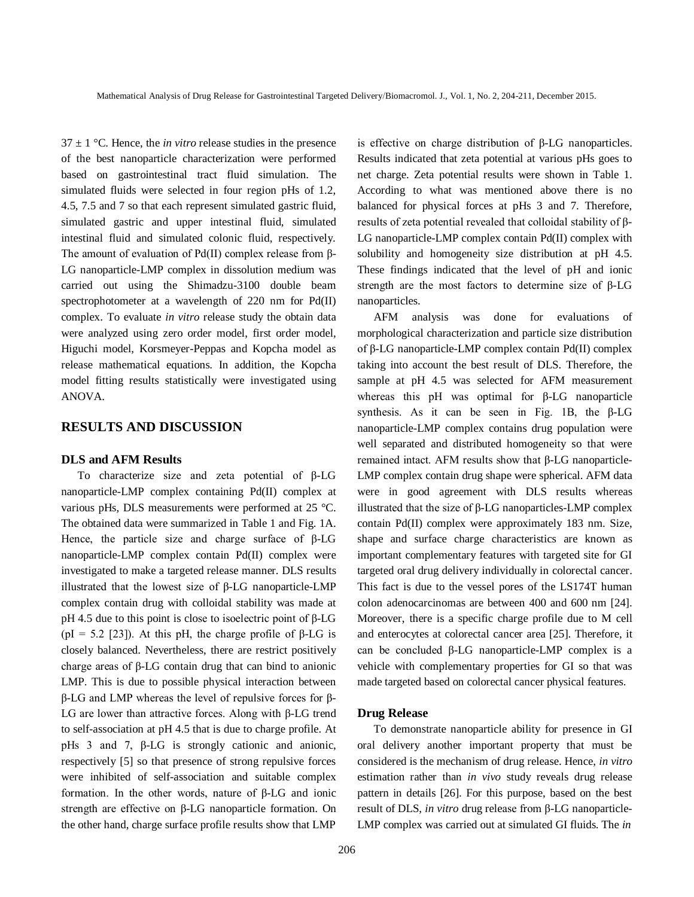37 ± 1 °C. Hence, the *in vitro* release studies in the presence of the best nanoparticle characterization were performed based on gastrointestinal tract fluid simulation. The simulated fluids were selected in four region pHs of 1.2, 4.5, 7.5 and 7 so that each represent simulated gastric fluid, simulated gastric and upper intestinal fluid, simulated intestinal fluid and simulated colonic fluid, respectively. The amount of evaluation of Pd(II) complex release from β-LG nanoparticle-LMP complex in dissolution medium was carried out using the Shimadzu-3100 double beam spectrophotometer at a wavelength of 220 nm for Pd(II) complex. To evaluate *in vitro* release study the obtain data were analyzed using zero order model, first order model, Higuchi model, Korsmeyer-Peppas and Kopcha model as release mathematical equations. In addition, the Kopcha model fitting results statistically were investigated using ANOVA.

## RESULTS AND DISCUSSION

### DLS and AFM Results

To characterize size and zeta potential of β-LG nanoparticle-LMP complex containing Pd(II) complex at various pHs, DLS measurements were performed at 25 °C. The obtained data were summarized in Table 1 and Fig. 1A. Hence, the particle size and charge surface of β-LG nanoparticle-LMP complex contain Pd(II) complex were investigated to make a targeted release manner. DLS results illustrated that the lowest size of β-LG nanoparticle-LMP complex contain drug with colloidal stability was made at pH 4.5 due to this point is close to isoelectric point of β-LG (pI = 5.2 [23]). At this pH, the charge profile of β-LG is closely balanced. Nevertheless, there are restrict positively charge areas of β-LG contain drug that can bind to anionic LMP. This is due to possible physical interaction between β-LG and LMP whereas the level of repulsive forces for β-LG are lower than attractive forces. Along with β-LG trend to self-association at pH 4.5 that is due to charge profile. At pHs 3 and 7, β-LG is strongly cationic and anionic, respectively [5] so that presence of strong repulsive forces were inhibited of self-association and suitable complex formation. In the other words, nature of β-LG and ionic strength are effective on β-LG nanoparticle formation. On the other hand, charge surface profile results show that LMP is effective on charge distribution of β-LG nanoparticles. Results indicated that zeta potential at various pHs goes to net charge. Zeta potential results were shown in Table 1. According to what was mentioned above there is no balanced for physical forces at pHs 3 and 7. Therefore, results of zeta potential revealed that colloidal stability of β-LG nanoparticle-LMP complex contain Pd(II) complex with solubility and homogeneity size distribution at pH 4.5. These findings indicated that the level of pH and ionic strength are the most factors to determine size of β-LG nanoparticles.

AFM analysis was done for evaluations of morphological characterization and particle size distribution of β-LG nanoparticle-LMP complex contain Pd(II) complex taking into account the best result of DLS. Therefore, the sample at pH 4.5 was selected for AFM measurement whereas this pH was optimal for β-LG nanoparticle synthesis. As it can be seen in Fig. 1B, the β-LG nanoparticle-LMP complex contains drug population were well separated and distributed homogeneity so that were remained intact. AFM results show that β-LG nanoparticle-LMP complex contain drug shape were spherical. AFM data were in good agreement with DLS results whereas illustrated that the size of β-LG nanoparticles-LMP complex contain Pd(II) complex were approximately 183 nm. Size, shape and surface charge characteristics are known as important complementary features with targeted site for GI targeted oral drug delivery individually in colorectal cancer. This fact is due to the vessel pores of the LS174T human colon adenocarcinomas are between 400 and 600 nm [24]. Moreover, there is a specific charge profile due to M cell and enterocytes at colorectal cancer area [25]. Therefore, it can be concluded β-LG nanoparticle-LMP complex is a vehicle with complementary properties for GI so that was made targeted based on colorectal cancer physical features.

### Drug Release

To demonstrate nanoparticle ability for presence in GI oral delivery another important property that must be considered is the mechanism of drug release. Hence, *in vitro* estimation rather than *in vivo* study reveals drug release pattern in details [26]. For this purpose, based on the best result of DLS, *in vitro* drug release from β-LG nanoparticle-LMP complex was carried out at simulated GI fluids. The *in*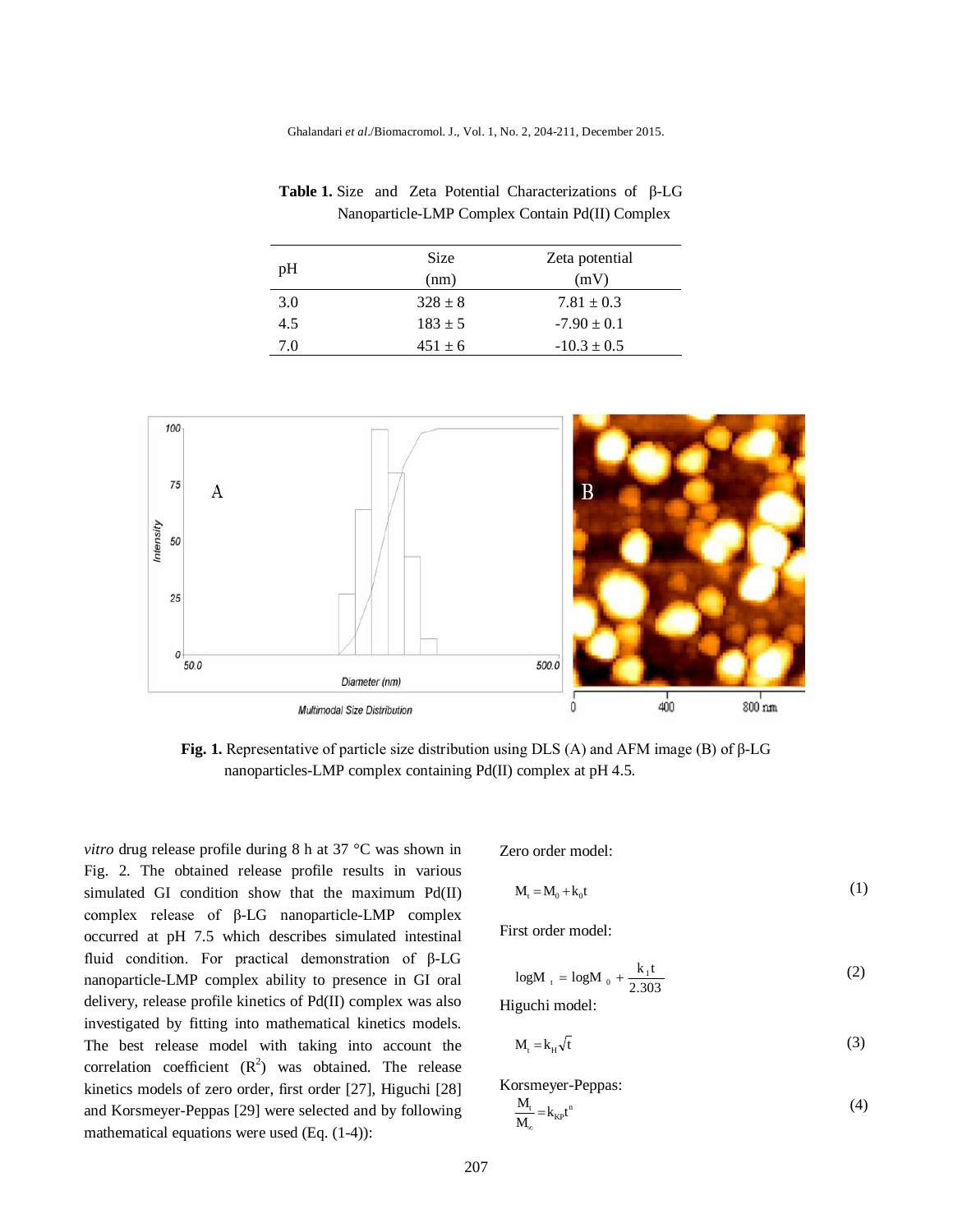**Table 1.** Size and Zeta Potential Characterizations of β-LG Nanoparticle-LMP Complex Contain Pd(II) Complex

| pH | Size (nm) | Zeta potential (mV) |
|---|---|---|
| 3.0 | 328 ± 8 | 7.81 ± 0.3 |
| 4.5 | 183 ± 5 | -7.90 ± 0.1 |
| 7.0 | 451 ± 6 | -10.3 ± 0.5 |

**Fig. 1.** Representative of particle size distribution using DLS (A) and AFM image (B) of β-LG nanoparticles-LMP complex containing Pd(II) complex at pH 4.5.

*vitro* drug release profile during 8 h at 37 °C was shown in Fig. 2. The obtained release profile results in various simulated GI condition show that the maximum Pd(II) complex release of β-LG nanoparticle-LMP complex occurred at pH 7.5 which describes simulated intestinal fluid condition. For practical demonstration of β-LG nanoparticle-LMP complex ability to presence in GI oral delivery, release profile kinetics of Pd(II) complex was also investigated by fitting into mathematical kinetics models. The best release model with taking into account the correlation coefficient ($R^2$) was obtained. The release kinetics models of zero order, first order [27], Higuchi [28] and Korsmeyer-Peppas [29] were selected and by following mathematical equations were used (Eq. (1-4)):

Zero order model:

$$M_t = M_0 + k_0 t \tag{1}$$

First order model:

$$\log M_t = \log M_0 + \frac{k_1 t}{2.303} \tag{2}$$

Higuchi model:

$$M_t = k_H \sqrt{t} \tag{3}$$

Korsmeyer-Peppas:

$$\frac{M_t}{M_\infty} = k_{KP} t^n \tag{4}$$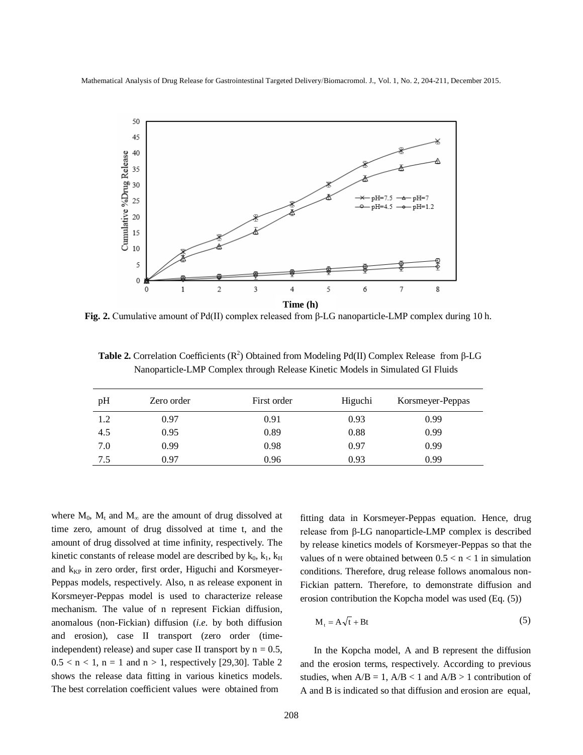**Fig. 2.** Cumulative amount of Pd(II) complex released from β-LG nanoparticle-LMP complex during 10 h.

**Table 2.** Correlation Coefficients ($R^2$) Obtained from Modeling Pd(II) Complex Release from β-LG Nanoparticle-LMP Complex through Release Kinetic Models in Simulated GI Fluids

| pH | Zero order | First order | Higuchi | Korsmeyer-Peppas |
|---|---|---|---|---|
| 1.2 | 0.97 | 0.91 | 0.93 | 0.99 |
| 4.5 | 0.95 | 0.89 | 0.88 | 0.99 |
| 7.0 | 0.99 | 0.98 | 0.97 | 0.99 |
| 7.5 | 0.97 | 0.96 | 0.93 | 0.99 |

where $M_0$, $M_t$ and $M_\infty$ are the amount of drug dissolved at time zero, amount of drug dissolved at time t, and the amount of drug dissolved at time infinity, respectively. The kinetic constants of release model are described by $k_0$, $k_1$, $k_H$ and $k_{KP}$ in zero order, first order, Higuchi and Korsmeyer-Peppas models, respectively. Also, n as release exponent in Korsmeyer-Peppas model is used to characterize release mechanism. The value of n represent Fickian diffusion, anomalous (non-Fickian) diffusion (*i.e*. by both diffusion and erosion), case II transport (zero order (time-independent) release) and super case II transport by $n = 0.5$, $0.5 < n < 1$, $n = 1$ and $n > 1$, respectively [29,30]. Table 2 shows the release data fitting in various kinetics models. The best correlation coefficient values were obtained from fitting data in Korsmeyer-Peppas equation. Hence, drug release from β-LG nanoparticle-LMP complex is described by release kinetics models of Korsmeyer-Peppas so that the values of n were obtained between $0.5 < n < 1$ in simulation conditions. Therefore, drug release follows anomalous non-Fickian pattern. Therefore, to demonstrate diffusion and erosion contribution the Kopcha model was used (Eq. (5))

$$M_t = A\sqrt{t} + Bt \tag{5}$$

In the Kopcha model, A and B represent the diffusion and the erosion terms, respectively. According to previous studies, when $A/B = 1$, $A/B < 1$ and $A/B > 1$ contribution of A and B is indicated so that diffusion and erosion are equal,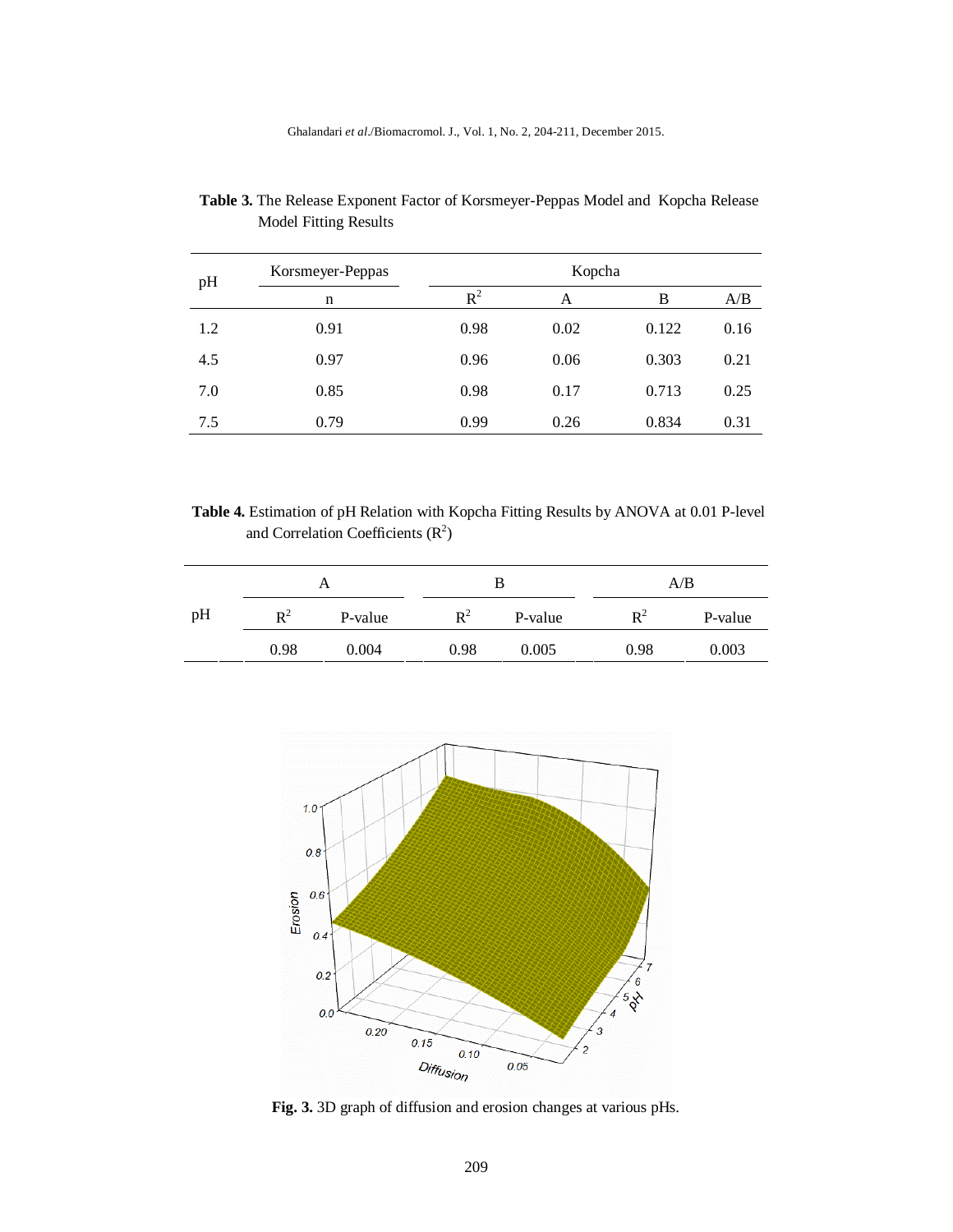**Table 3.** The Release Exponent Factor of Korsmeyer-Peppas Model and Kopcha Release Model Fitting Results

| pH | Korsmeyer-Peppas | Kopcha | | | |
|---|---|---|---|---|---|
| | n | $R^2$ | A | B | A/B |
| 1.2 | 0.91 | 0.98 | 0.02 | 0.122 | 0.16 |
| 4.5 | 0.97 | 0.96 | 0.06 | 0.303 | 0.21 |
| 7.0 | 0.85 | 0.98 | 0.17 | 0.713 | 0.25 |
| 7.5 | 0.79 | 0.99 | 0.26 | 0.834 | 0.31 |

**Table 4.** Estimation of pH Relation with Kopcha Fitting Results by ANOVA at 0.01 P-level and Correlation Coefficients ($R^2$)

| | A | | B | | A/B | |
|---|---|---|---|---|---|---|
| pH | $R^2$ | P-value | $R^2$ | P-value | $R^2$ | P-value |
| | 0.98 | 0.004 | 0.98 | 0.005 | 0.98 | 0.003 |

**Fig. 3.** 3D graph of diffusion and erosion changes at various pHs.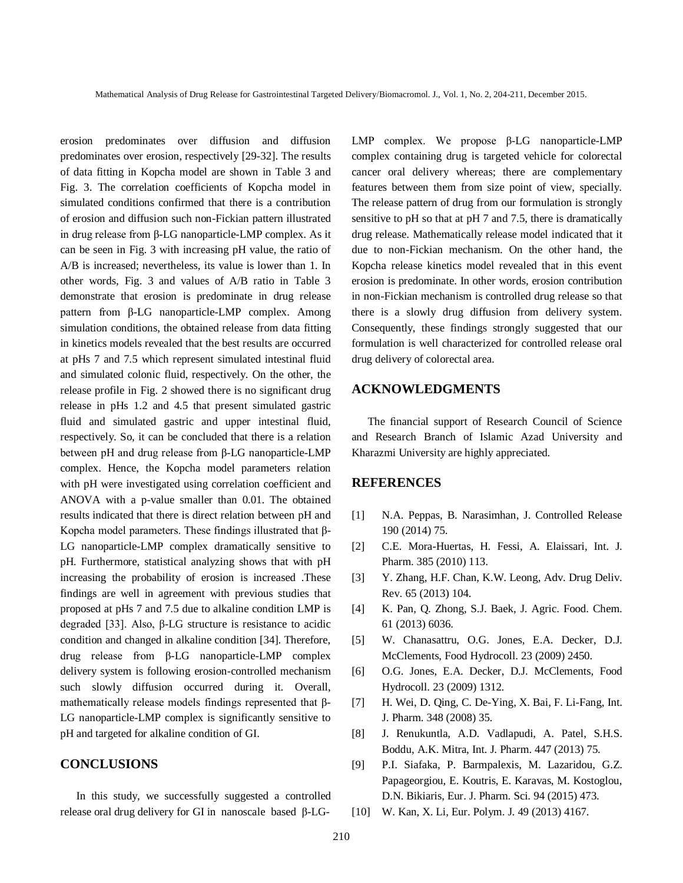erosion predominates over diffusion and diffusion predominates over erosion, respectively [29-32]. The results of data fitting in Kopcha model are shown in Table 3 and Fig. 3. The correlation coefficients of Kopcha model in simulated conditions confirmed that there is a contribution of erosion and diffusion such non-Fickian pattern illustrated in drug release from β-LG nanoparticle-LMP complex. As it can be seen in Fig. 3 with increasing pH value, the ratio of A/B is increased; nevertheless, its value is lower than 1. In other words, Fig. 3 and values of A/B ratio in Table 3 demonstrate that erosion is predominate in drug release pattern from β-LG nanoparticle-LMP complex. Among simulation conditions, the obtained release from data fitting in kinetics models revealed that the best results are occurred at pHs 7 and 7.5 which represent simulated intestinal fluid and simulated colonic fluid, respectively. On the other, the release profile in Fig. 2 showed there is no significant drug release in pHs 1.2 and 4.5 that present simulated gastric fluid and simulated gastric and upper intestinal fluid, respectively. So, it can be concluded that there is a relation between pH and drug release from β-LG nanoparticle-LMP complex. Hence, the Kopcha model parameters relation with pH were investigated using correlation coefficient and ANOVA with a p-value smaller than 0.01. The obtained results indicated that there is direct relation between pH and Kopcha model parameters. These findings illustrated that β-LG nanoparticle-LMP complex dramatically sensitive to pH. Furthermore, statistical analyzing shows that with pH increasing the probability of erosion is increased .These findings are well in agreement with previous studies that proposed at pHs 7 and 7.5 due to alkaline condition LMP is degraded [33]. Also, β-LG structure is resistance to acidic condition and changed in alkaline condition [34]. Therefore, drug release from β-LG nanoparticle-LMP complex delivery system is following erosion-controlled mechanism such slowly diffusion occurred during it. Overall, mathematically release models findings represented that β-LG nanoparticle-LMP complex is significantly sensitive to pH and targeted for alkaline condition of GI.

## CONCLUSIONS

In this study, we successfully suggested a controlled release oral drug delivery for GI in nanoscale based β-LG-LMP complex. We propose β-LG nanoparticle-LMP complex containing drug is targeted vehicle for colorectal cancer oral delivery whereas; there are complementary features between them from size point of view, specially. The release pattern of drug from our formulation is strongly sensitive to pH so that at pH 7 and 7.5, there is dramatically drug release. Mathematically release model indicated that it due to non-Fickian mechanism. On the other hand, the Kopcha release kinetics model revealed that in this event erosion is predominate. In other words, erosion contribution in non-Fickian mechanism is controlled drug release so that there is a slowly drug diffusion from delivery system. Consequently, these findings strongly suggested that our formulation is well characterized for controlled release oral drug delivery of colorectal area.

## ACKNOWLEDGMENTS

The financial support of Research Council of Science and Research Branch of Islamic Azad University and Kharazmi University are highly appreciated.

## REFERENCES

[1] N.A. Peppas, B. Narasimhan, J. Controlled Release 190 (2014) 75.

[2] C.E. Mora-Huertas, H. Fessi, A. Elaissari, Int. J. Pharm. 385 (2010) 113.

[3] Y. Zhang, H.F. Chan, K.W. Leong, Adv. Drug Deliv. Rev. 65 (2013) 104.

[4] K. Pan, Q. Zhong, S.J. Baek, J. Agric. Food. Chem. 61 (2013) 6036.

[5] W. Chanasattru, O.G. Jones, E.A. Decker, D.J. McClements, Food Hydrocoll. 23 (2009) 2450.

[6] O.G. Jones, E.A. Decker, D.J. McClements, Food Hydrocoll. 23 (2009) 1312.

[7] H. Wei, D. Qing, C. De-Ying, X. Bai, F. Li-Fang, Int. J. Pharm. 348 (2008) 35.

[8] J. Renukuntla, A.D. Vadlapudi, A. Patel, S.H.S. Boddu, A.K. Mitra, Int. J. Pharm. 447 (2013) 75.

[9] P.I. Siafaka, P. Barmpalexis, M. Lazaridou, G.Z. Papageorgiou, E. Koutris, E. Karavas, M. Kostoglou, D.N. Bikiaris, Eur. J. Pharm. Sci. 94 (2015) 473.

[10] W. Kan, X. Li, Eur. Polym. J. 49 (2013) 4167.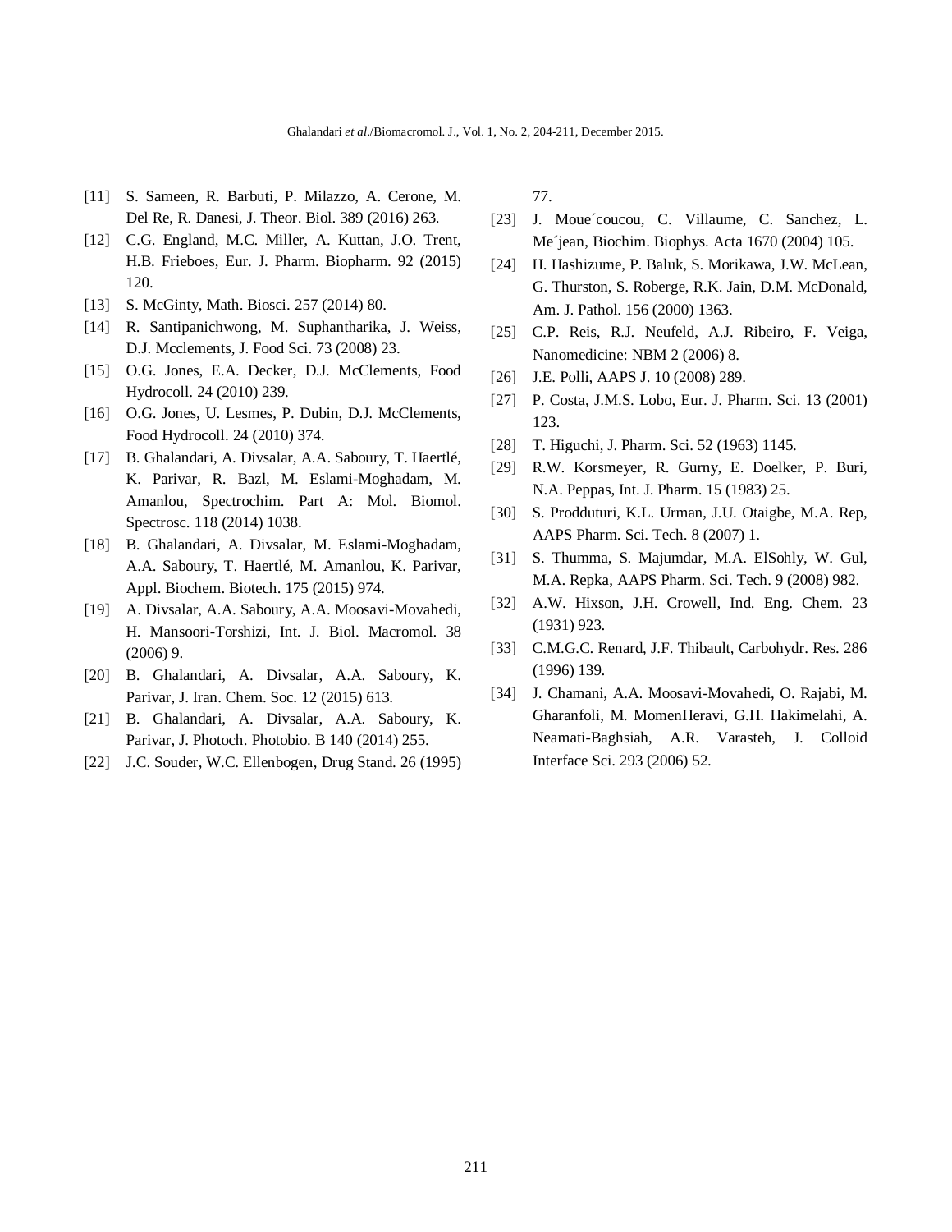[11] S. Sameen, R. Barbuti, P. Milazzo, A. Cerone, M. Del Re, R. Danesi, J. Theor. Biol. 389 (2016) 263.

[12] C.G. England, M.C. Miller, A. Kuttan, J.O. Trent, H.B. Frieboes, Eur. J. Pharm. Biopharm. 92 (2015) 120.

[13] S. McGinty, Math. Biosci. 257 (2014) 80.

[14] R. Santipanichwong, M. Suphantharika, J. Weiss, D.J. Mcclements, J. Food Sci. 73 (2008) 23.

[15] O.G. Jones, E.A. Decker, D.J. McClements, Food Hydrocoll. 24 (2010) 239.

[16] O.G. Jones, U. Lesmes, P. Dubin, D.J. McClements, Food Hydrocoll. 24 (2010) 374.

[17] B. Ghalandari, A. Divsalar, A.A. Saboury, T. Haertlé, K. Parivar, R. Bazl, M. Eslami-Moghadam, M. Amanlou, Spectrochim. Part A: Mol. Biomol. Spectrosc. 118 (2014) 1038.

[18] B. Ghalandari, A. Divsalar, M. Eslami-Moghadam, A.A. Saboury, T. Haertlé, M. Amanlou, K. Parivar, Appl. Biochem. Biotech. 175 (2015) 974.

[19] A. Divsalar, A.A. Saboury, A.A. Moosavi-Movahedi, H. Mansoori-Torshizi, Int. J. Biol. Macromol. 38 (2006) 9.

[20] B. Ghalandari, A. Divsalar, A.A. Saboury, K. Parivar, J. Iran. Chem. Soc. 12 (2015) 613.

[21] B. Ghalandari, A. Divsalar, A.A. Saboury, K. Parivar, J. Photoch. Photobio. B 140 (2014) 255.

[22] J.C. Souder, W.C. Ellenbogen, Drug Stand. 26 (1995) 77.

[23] J. Moue´coucou, C. Villaume, C. Sanchez, L. Me´jean, Biochim. Biophys. Acta 1670 (2004) 105.

[24] H. Hashizume, P. Baluk, S. Morikawa, J.W. McLean, G. Thurston, S. Roberge, R.K. Jain, D.M. McDonald, Am. J. Pathol. 156 (2000) 1363.

[25] C.P. Reis, R.J. Neufeld, A.J. Ribeiro, F. Veiga, Nanomedicine: NBM 2 (2006) 8.

[26] J.E. Polli, AAPS J. 10 (2008) 289.

[27] P. Costa, J.M.S. Lobo, Eur. J. Pharm. Sci. 13 (2001) 123.

[28] T. Higuchi, J. Pharm. Sci. 52 (1963) 1145.

[29] R.W. Korsmeyer, R. Gurny, E. Doelker, P. Buri, N.A. Peppas, Int. J. Pharm. 15 (1983) 25.

[30] S. Prodduturi, K.L. Urman, J.U. Otaigbe, M.A. Rep, AAPS Pharm. Sci. Tech. 8 (2007) 1.

[31] S. Thumma, S. Majumdar, M.A. ElSohly, W. Gul, M.A. Repka, AAPS Pharm. Sci. Tech. 9 (2008) 982.

[32] A.W. Hixson, J.H. Crowell, Ind. Eng. Chem. 23 (1931) 923.

[33] C.M.G.C. Renard, J.F. Thibault, Carbohydr. Res. 286 (1996) 139.

[34] J. Chamani, A.A. Moosavi-Movahedi, O. Rajabi, M. Gharanfoli, M. MomenHeravi, G.H. Hakimelahi, A. Neamati-Baghsiah, A.R. Varasteh, J. Colloid Interface Sci. 293 (2006) 52.